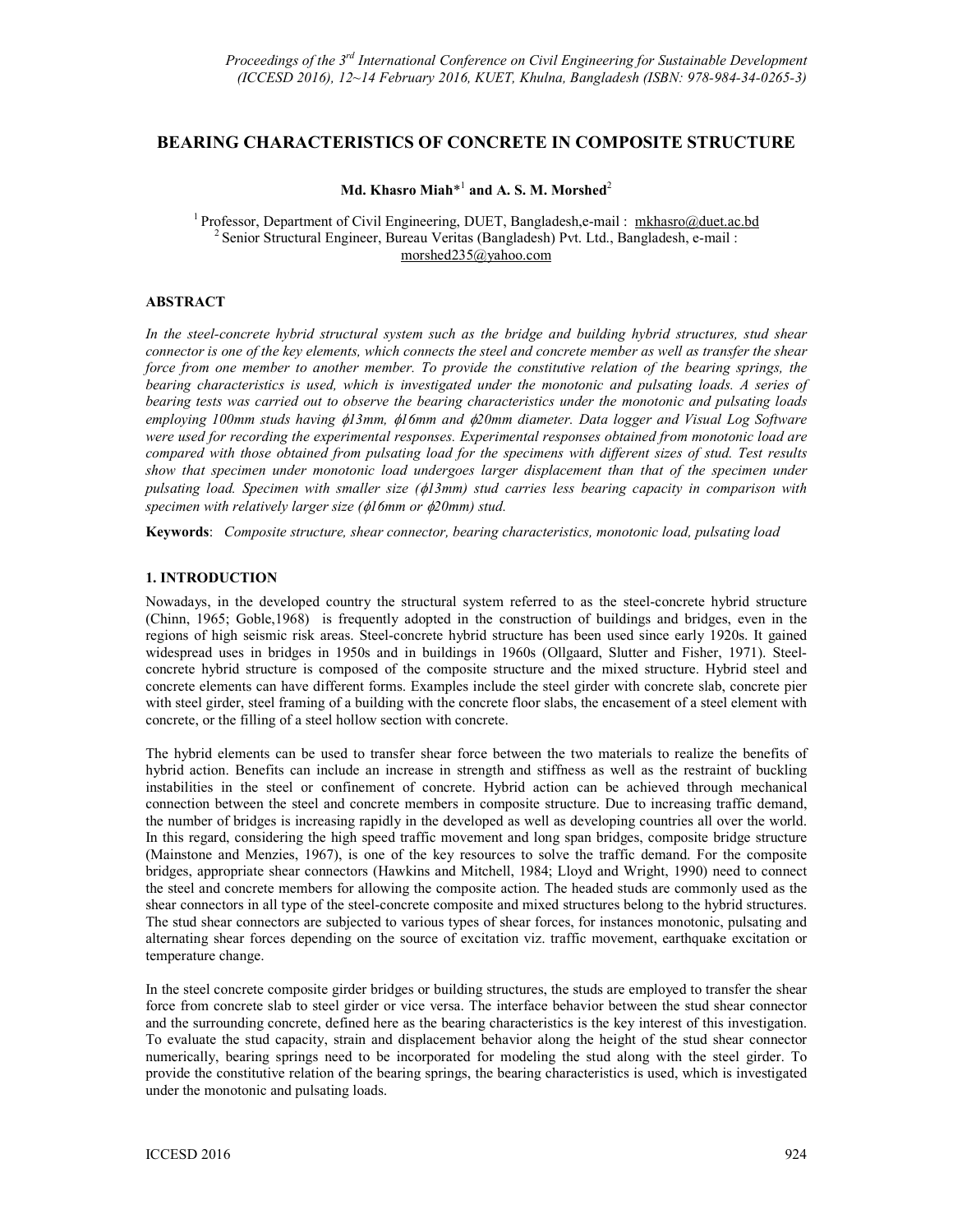# BEARING CHARACTERISTICS OF CONCRETE IN COMPOSITE STRUCTURE

**Md. Khasro Miah*[1] and A. S. M. Morshed[2]**

[1] Professor, Department of Civil Engineering, DUET, Bangladesh,e-mail : mkhasro@duet.ac.bd
[2] Senior Structural Engineer, Bureau Veritas (Bangladesh) Pvt. Ltd., Bangladesh, e-mail : morshed235@yahoo.com

## ABSTRACT

*In the steel-concrete hybrid structural system such as the bridge and building hybrid structures, stud shear connector is one of the key elements, which connects the steel and concrete member as well as transfer the shear force from one member to another member. To provide the constitutive relation of the bearing springs, the bearing characteristics is used, which is investigated under the monotonic and pulsating loads. A series of bearing tests was carried out to observe the bearing characteristics under the monotonic and pulsating loads employing 100mm studs having $\phi$13mm, $\phi$16mm and $\phi$20mm diameter. Data logger and Visual Log Software were used for recording the experimental responses. Experimental responses obtained from monotonic load are compared with those obtained from pulsating load for the specimens with different sizes of stud. Test results show that specimen under monotonic load undergoes larger displacement than that of the specimen under pulsating load. Specimen with smaller size ($\phi$13mm) stud carries less bearing capacity in comparison with specimen with relatively larger size ($\phi$16mm or $\phi$20mm) stud.*

**Keywords**: *Composite structure, shear connector, bearing characteristics, monotonic load, pulsating load*

## 1. INTRODUCTION

Nowadays, in the developed country the structural system referred to as the steel-concrete hybrid structure (Chinn, 1965; Goble,1968) is frequently adopted in the construction of buildings and bridges, even in the regions of high seismic risk areas. Steel-concrete hybrid structure has been used since early 1920s. It gained widespread uses in bridges in 1950s and in buildings in 1960s (Ollgaard, Slutter and Fisher, 1971). Steel-concrete hybrid structure is composed of the composite structure and the mixed structure. Hybrid steel and concrete elements can have different forms. Examples include the steel girder with concrete slab, concrete pier with steel girder, steel framing of a building with the concrete floor slabs, the encasement of a steel element with concrete, or the filling of a steel hollow section with concrete.

The hybrid elements can be used to transfer shear force between the two materials to realize the benefits of hybrid action. Benefits can include an increase in strength and stiffness as well as the restraint of buckling instabilities in the steel or confinement of concrete. Hybrid action can be achieved through mechanical connection between the steel and concrete members in composite structure. Due to increasing traffic demand, the number of bridges is increasing rapidly in the developed as well as developing countries all over the world. In this regard, considering the high speed traffic movement and long span bridges, composite bridge structure (Mainstone and Menzies, 1967), is one of the key resources to solve the traffic demand. For the composite bridges, appropriate shear connectors (Hawkins and Mitchell, 1984; Lloyd and Wright, 1990) need to connect the steel and concrete members for allowing the composite action. The headed studs are commonly used as the shear connectors in all type of the steel-concrete composite and mixed structures belong to the hybrid structures. The stud shear connectors are subjected to various types of shear forces, for instances monotonic, pulsating and alternating shear forces depending on the source of excitation viz. traffic movement, earthquake excitation or temperature change.

In the steel concrete composite girder bridges or building structures, the studs are employed to transfer the shear force from concrete slab to steel girder or vice versa. The interface behavior between the stud shear connector and the surrounding concrete, defined here as the bearing characteristics is the key interest of this investigation. To evaluate the stud capacity, strain and displacement behavior along the height of the stud shear connector numerically, bearing springs need to be incorporated for modeling the stud along with the steel girder. To provide the constitutive relation of the bearing springs, the bearing characteristics is used, which is investigated under the monotonic and pulsating loads.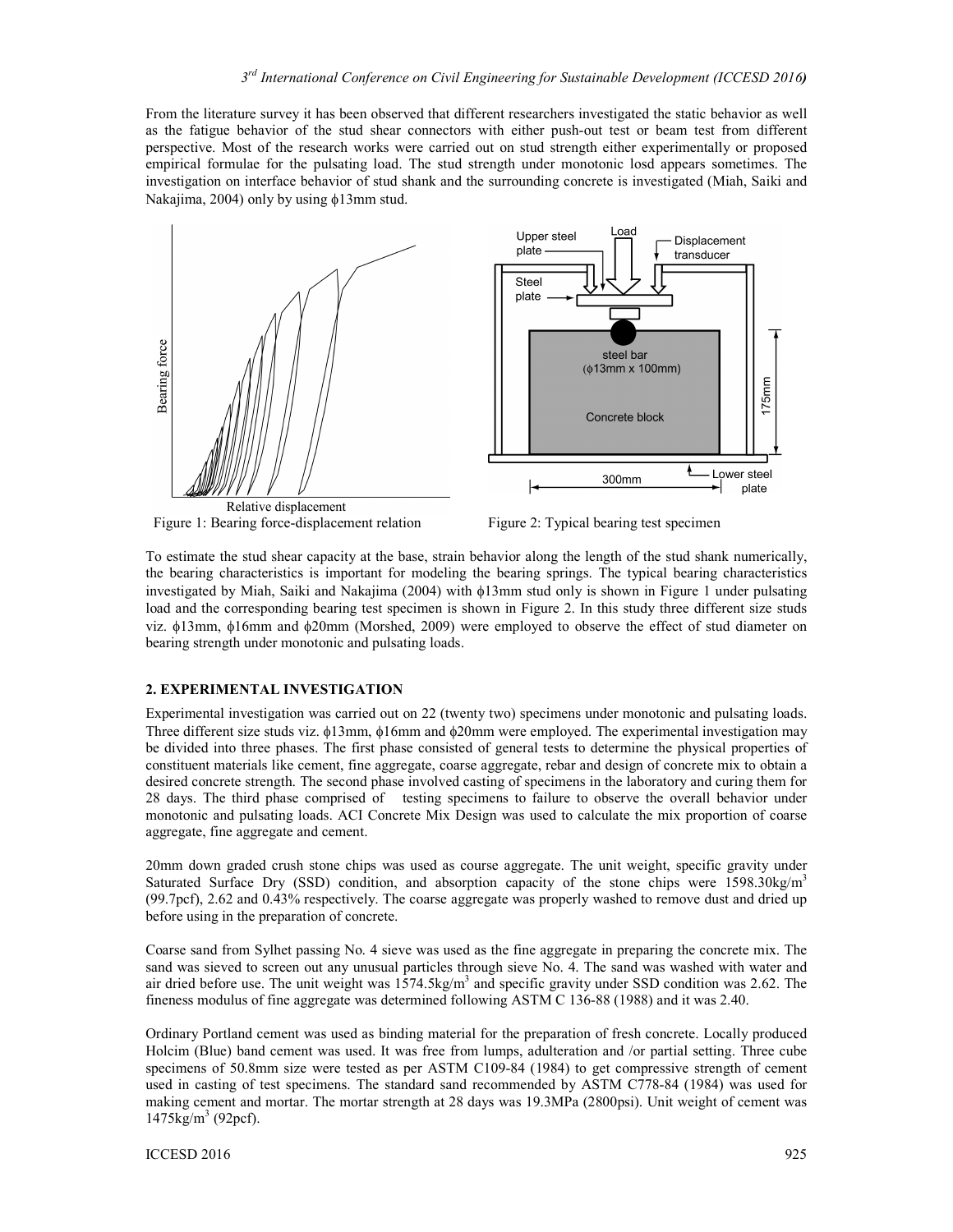From the literature survey it has been observed that different researchers investigated the static behavior as well as the fatigue behavior of the stud shear connectors with either push-out test or beam test from different perspective. Most of the research works were carried out on stud strength either experimentally or proposed empirical formulae for the pulsating load. The stud strength under monotonic losd appears sometimes. The investigation on interface behavior of stud shank and the surrounding concrete is investigated (Miah, Saiki and Nakajima, 2004) only by using ϕ13mm stud.

Figure 1: Bearing force-displacement relation

Figure 2: Typical bearing test specimen

To estimate the stud shear capacity at the base, strain behavior along the length of the stud shank numerically, the bearing characteristics is important for modeling the bearing springs. The typical bearing characteristics investigated by Miah, Saiki and Nakajima (2004) with ϕ13mm stud only is shown in Figure 1 under pulsating load and the corresponding bearing test specimen is shown in Figure 2. In this study three different size studs viz. ϕ13mm, ϕ16mm and ϕ20mm (Morshed, 2009) were employed to observe the effect of stud diameter on bearing strength under monotonic and pulsating loads.

## 2. EXPERIMENTAL INVESTIGATION

Experimental investigation was carried out on 22 (twenty two) specimens under monotonic and pulsating loads. Three different size studs viz. ϕ13mm, ϕ16mm and ϕ20mm were employed. The experimental investigation may be divided into three phases. The first phase consisted of general tests to determine the physical properties of constituent materials like cement, fine aggregate, coarse aggregate, rebar and design of concrete mix to obtain a desired concrete strength. The second phase involved casting of specimens in the laboratory and curing them for 28 days. The third phase comprised of testing specimens to failure to observe the overall behavior under monotonic and pulsating loads. ACI Concrete Mix Design was used to calculate the mix proportion of coarse aggregate, fine aggregate and cement.

20mm down graded crush stone chips was used as course aggregate. The unit weight, specific gravity under Saturated Surface Dry (SSD) condition, and absorption capacity of the stone chips were 1598.30kg/m$^3$ (99.7pcf), 2.62 and 0.43% respectively. The coarse aggregate was properly washed to remove dust and dried up before using in the preparation of concrete.

Coarse sand from Sylhet passing No. 4 sieve was used as the fine aggregate in preparing the concrete mix. The sand was sieved to screen out any unusual particles through sieve No. 4. The sand was washed with water and air dried before use. The unit weight was 1574.5kg/m$^3$ and specific gravity under SSD condition was 2.62. The fineness modulus of fine aggregate was determined following ASTM C 136-88 (1988) and it was 2.40.

Ordinary Portland cement was used as binding material for the preparation of fresh concrete. Locally produced Holcim (Blue) band cement was used. It was free from lumps, adulteration and /or partial setting. Three cube specimens of 50.8mm size were tested as per ASTM C109-84 (1984) to get compressive strength of cement used in casting of test specimens. The standard sand recommended by ASTM C778-84 (1984) was used for making cement and mortar. The mortar strength at 28 days was 19.3MPa (2800psi). Unit weight of cement was 1475kg/m$^3$ (92pcf).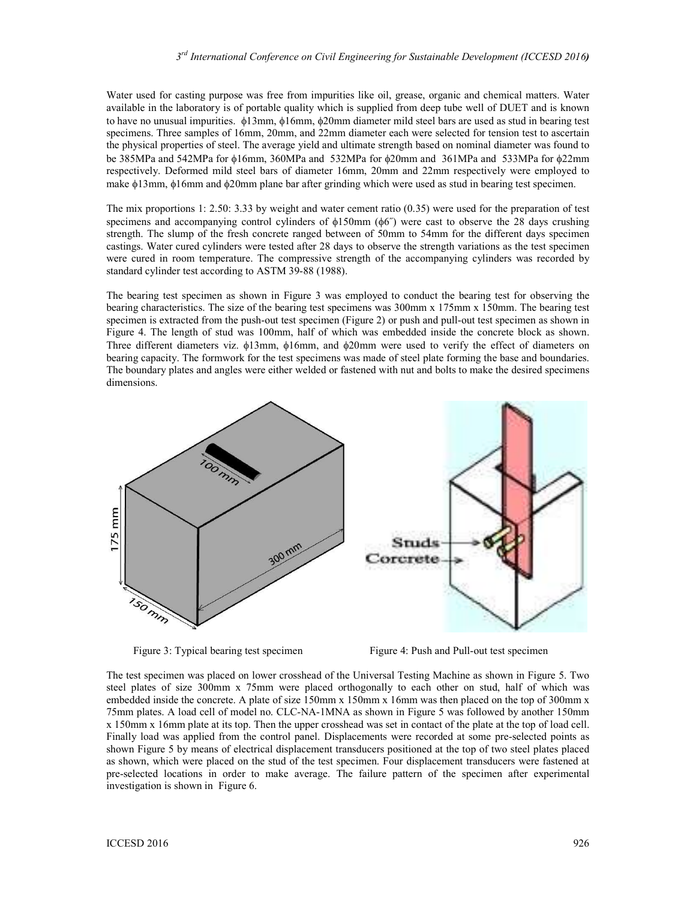Water used for casting purpose was free from impurities like oil, grease, organic and chemical matters. Water available in the laboratory is of portable quality which is supplied from deep tube well of DUET and is known to have no unusual impurities. ϕ13mm, ϕ16mm, ϕ20mm diameter mild steel bars are used as stud in bearing test specimens. Three samples of 16mm, 20mm, and 22mm diameter each were selected for tension test to ascertain the physical properties of steel. The average yield and ultimate strength based on nominal diameter was found to be 385MPa and 542MPa for ϕ16mm, 360MPa and 532MPa for ϕ20mm and 361MPa and 533MPa for ϕ22mm respectively. Deformed mild steel bars of diameter 16mm, 20mm and 22mm respectively were employed to make ϕ13mm, ϕ16mm and ϕ20mm plane bar after grinding which were used as stud in bearing test specimen.

The mix proportions 1: 2.50: 3.33 by weight and water cement ratio (0.35) were used for the preparation of test specimens and accompanying control cylinders of ϕ150mm (ϕ6″) were cast to observe the 28 days crushing strength. The slump of the fresh concrete ranged between of 50mm to 54mm for the different days specimen castings. Water cured cylinders were tested after 28 days to observe the strength variations as the test specimen were cured in room temperature. The compressive strength of the accompanying cylinders was recorded by standard cylinder test according to ASTM 39-88 (1988).

The bearing test specimen as shown in Figure 3 was employed to conduct the bearing test for observing the bearing characteristics. The size of the bearing test specimens was 300mm x 175mm x 150mm. The bearing test specimen is extracted from the push-out test specimen (Figure 2) or push and pull-out test specimen as shown in Figure 4. The length of stud was 100mm, half of which was embedded inside the concrete block as shown. Three different diameters viz. ϕ13mm, ϕ16mm, and ϕ20mm were used to verify the effect of diameters on bearing capacity. The formwork for the test specimens was made of steel plate forming the base and boundaries. The boundary plates and angles were either welded or fastened with nut and bolts to make the desired specimens dimensions.

Figure 3: Typical bearing test specimen

Figure 4: Push and Pull-out test specimen

The test specimen was placed on lower crosshead of the Universal Testing Machine as shown in Figure 5. Two steel plates of size 300mm x 75mm were placed orthogonally to each other on stud, half of which was embedded inside the concrete. A plate of size 150mm x 150mm x 16mm was then placed on the top of 300mm x 75mm plates. A load cell of model no. CLC-NA-1MNA as shown in Figure 5 was followed by another 150mm x 150mm x 16mm plate at its top. Then the upper crosshead was set in contact of the plate at the top of load cell. Finally load was applied from the control panel. Displacements were recorded at some pre-selected points as shown Figure 5 by means of electrical displacement transducers positioned at the top of two steel plates placed as shown, which were placed on the stud of the test specimen. Four displacement transducers were fastened at pre-selected locations in order to make average. The failure pattern of the specimen after experimental investigation is shown in Figure 6.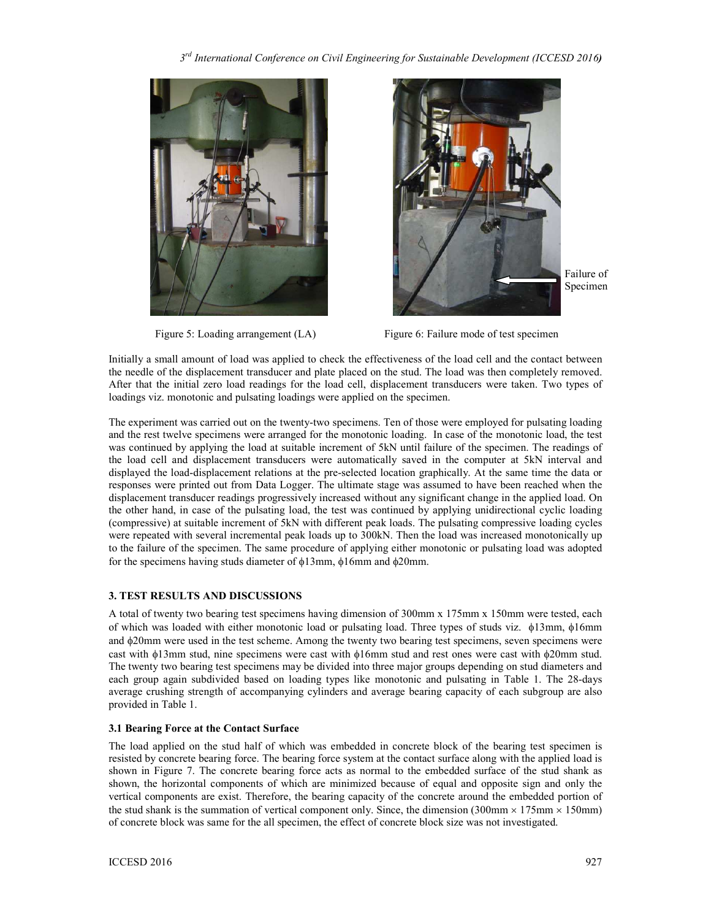Failure of Specimen

Figure 5: Loading arrangement (LA)

Figure 6: Failure mode of test specimen

Initially a small amount of load was applied to check the effectiveness of the load cell and the contact between the needle of the displacement transducer and plate placed on the stud. The load was then completely removed. After that the initial zero load readings for the load cell, displacement transducers were taken. Two types of loadings viz. monotonic and pulsating loadings were applied on the specimen.

The experiment was carried out on the twenty-two specimens. Ten of those were employed for pulsating loading and the rest twelve specimens were arranged for the monotonic loading. In case of the monotonic load, the test was continued by applying the load at suitable increment of 5kN until failure of the specimen. The readings of the load cell and displacement transducers were automatically saved in the computer at 5kN interval and displayed the load-displacement relations at the pre-selected location graphically. At the same time the data or responses were printed out from Data Logger. The ultimate stage was assumed to have been reached when the displacement transducer readings progressively increased without any significant change in the applied load. On the other hand, in case of the pulsating load, the test was continued by applying unidirectional cyclic loading (compressive) at suitable increment of 5kN with different peak loads. The pulsating compressive loading cycles were repeated with several incremental peak loads up to 300kN. Then the load was increased monotonically up to the failure of the specimen. The same procedure of applying either monotonic or pulsating load was adopted for the specimens having studs diameter of ϕ13mm, ϕ16mm and ϕ20mm.

## 3. TEST RESULTS AND DISCUSSIONS

A total of twenty two bearing test specimens having dimension of 300mm x 175mm x 150mm were tested, each of which was loaded with either monotonic load or pulsating load. Three types of studs viz. ϕ13mm, ϕ16mm and ϕ20mm were used in the test scheme. Among the twenty two bearing test specimens, seven specimens were cast with ϕ13mm stud, nine specimens were cast with ϕ16mm stud and rest ones were cast with ϕ20mm stud. The twenty two bearing test specimens may be divided into three major groups depending on stud diameters and each group again subdivided based on loading types like monotonic and pulsating in Table 1. The 28-days average crushing strength of accompanying cylinders and average bearing capacity of each subgroup are also provided in Table 1.

### 3.1 Bearing Force at the Contact Surface

The load applied on the stud half of which was embedded in concrete block of the bearing test specimen is resisted by concrete bearing force. The bearing force system at the contact surface along with the applied load is shown in Figure 7. The concrete bearing force acts as normal to the embedded surface of the stud shank as shown, the horizontal components of which are minimized because of equal and opposite sign and only the vertical components are exist. Therefore, the bearing capacity of the concrete around the embedded portion of the stud shank is the summation of vertical component only. Since, the dimension (300mm × 175mm × 150mm) of concrete block was same for the all specimen, the effect of concrete block size was not investigated.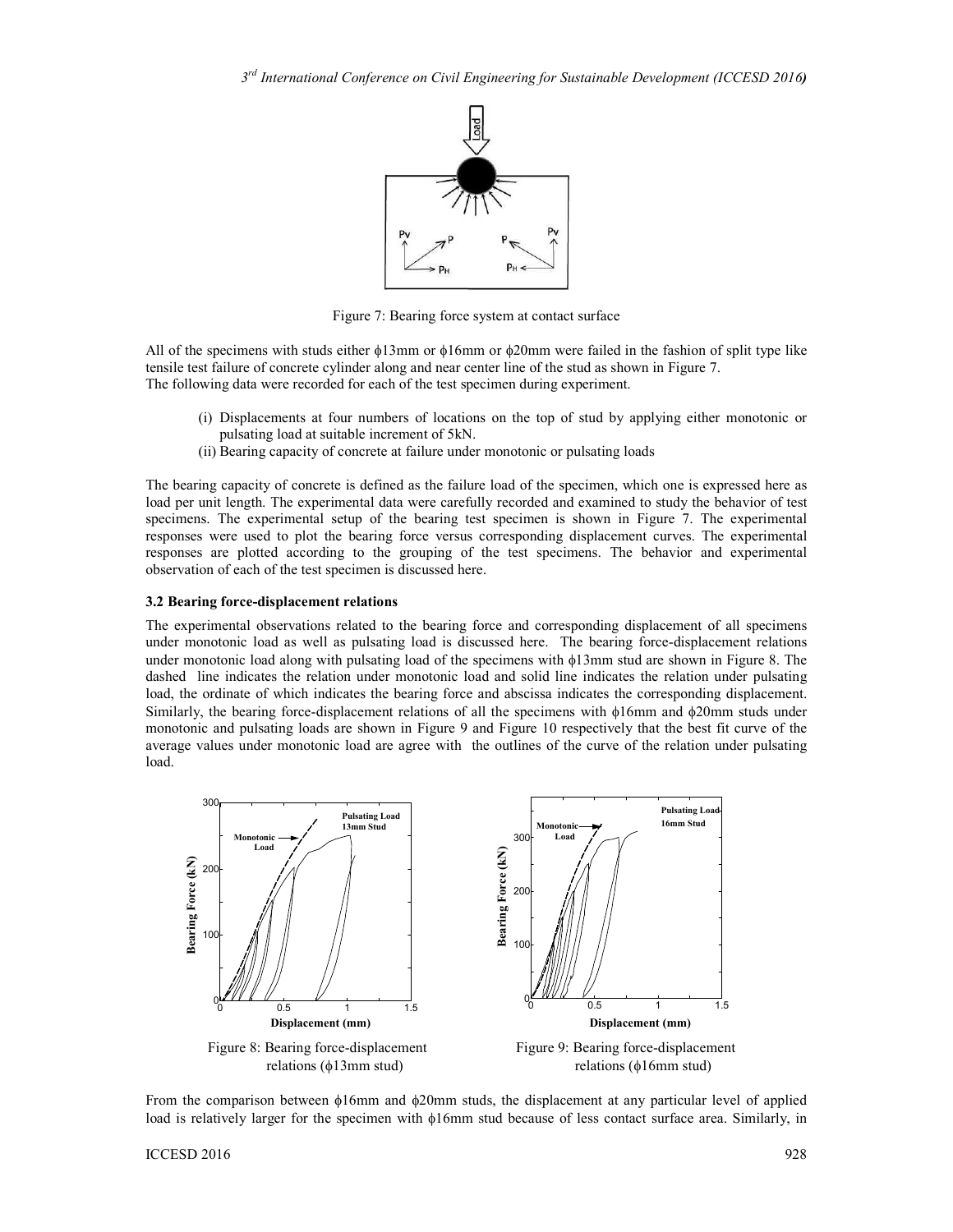Figure 7: Bearing force system at contact surface

All of the specimens with studs either ϕ13mm or ϕ16mm or ϕ20mm were failed in the fashion of split type like tensile test failure of concrete cylinder along and near center line of the stud as shown in Figure 7.
The following data were recorded for each of the test specimen during experiment.

(i) Displacements at four numbers of locations on the top of stud by applying either monotonic or pulsating load at suitable increment of 5kN.
(ii) Bearing capacity of concrete at failure under monotonic or pulsating loads

The bearing capacity of concrete is defined as the failure load of the specimen, which one is expressed here as load per unit length. The experimental data were carefully recorded and examined to study the behavior of test specimens. The experimental setup of the bearing test specimen is shown in Figure 7. The experimental responses were used to plot the bearing force versus corresponding displacement curves. The experimental responses are plotted according to the grouping of the test specimens. The behavior and experimental observation of each of the test specimen is discussed here.

### 3.2 Bearing force-displacement relations

The experimental observations related to the bearing force and corresponding displacement of all specimens under monotonic load as well as pulsating load is discussed here. The bearing force-displacement relations under monotonic load along with pulsating load of the specimens with ϕ13mm stud are shown in Figure 8. The dashed line indicates the relation under monotonic load and solid line indicates the relation under pulsating load, the ordinate of which indicates the bearing force and abscissa indicates the corresponding displacement. Similarly, the bearing force-displacement relations of all the specimens with ϕ16mm and ϕ20mm studs under monotonic and pulsating loads are shown in Figure 9 and Figure 10 respectively that the best fit curve of the average values under monotonic load are agree with the outlines of the curve of the relation under pulsating load.

Figure 8: Bearing force-displacement relations (ϕ13mm stud)

Figure 9: Bearing force-displacement relations (ϕ16mm stud)

From the comparison between ϕ16mm and ϕ20mm studs, the displacement at any particular level of applied load is relatively larger for the specimen with ϕ16mm stud because of less contact surface area. Similarly, in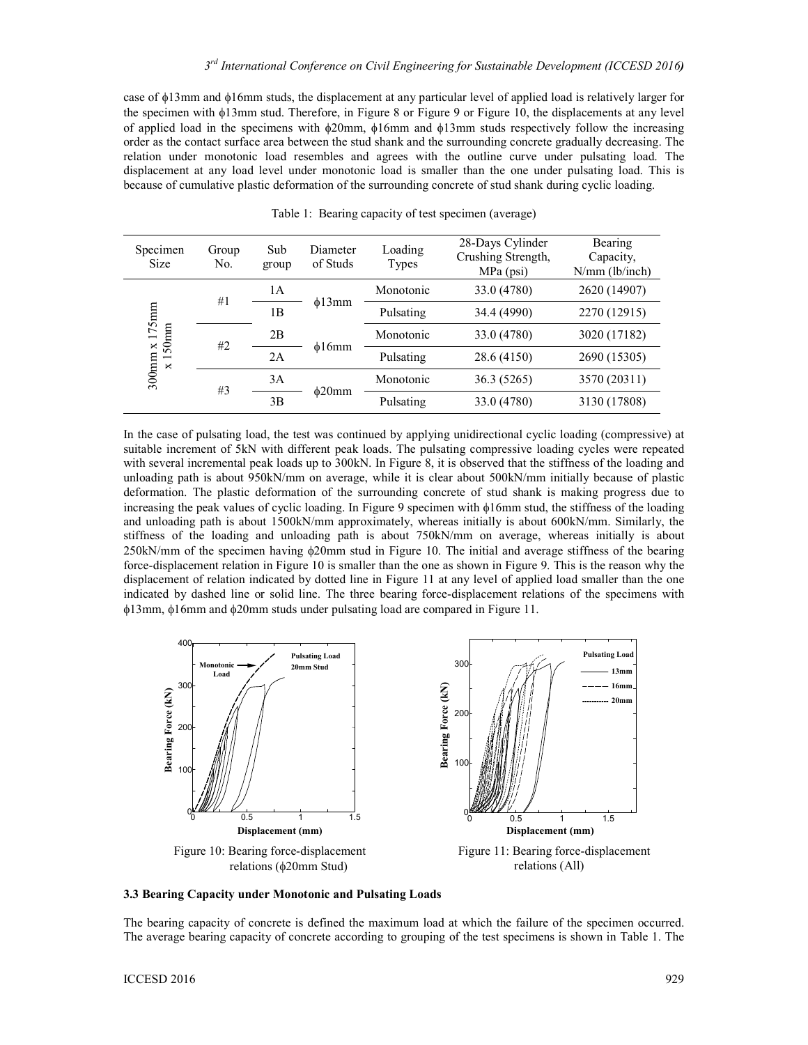case of ϕ13mm and ϕ16mm studs, the displacement at any particular level of applied load is relatively larger for the specimen with ϕ13mm stud. Therefore, in Figure 8 or Figure 9 or Figure 10, the displacements at any level of applied load in the specimens with ϕ20mm, ϕ16mm and ϕ13mm studs respectively follow the increasing order as the contact surface area between the stud shank and the surrounding concrete gradually decreasing. The relation under monotonic load resembles and agrees with the outline curve under pulsating load. The displacement at any load level under monotonic load is smaller than the one under pulsating load. This is because of cumulative plastic deformation of the surrounding concrete of stud shank during cyclic loading.

Table 1: Bearing capacity of test specimen (average)

| Specimen Size | Group No. | Sub group | Diameter of Studs | Loading Types | 28-Days Cylinder Crushing Strength, MPa (psi) | Bearing Capacity, N/mm (lb/inch) |
|---|---|---|---|---|---|---|
| 300mm x 175mm x 150mm | #1 | 1A | ϕ13mm | Monotonic | 33.0 (4780) | 2620 (14907) |
| | | 1B | | Pulsating | 34.4 (4990) | 2270 (12915) |
| | #2 | 2B | ϕ16mm | Monotonic | 33.0 (4780) | 3020 (17182) |
| | | 2A | | Pulsating | 28.6 (4150) | 2690 (15305) |
| | #3 | 3A | ϕ20mm | Monotonic | 36.3 (5265) | 3570 (20311) |
| | | 3B | | Pulsating | 33.0 (4780) | 3130 (17808) |

In the case of pulsating load, the test was continued by applying unidirectional cyclic loading (compressive) at suitable increment of 5kN with different peak loads. The pulsating compressive loading cycles were repeated with several incremental peak loads up to 300kN. In Figure 8, it is observed that the stiffness of the loading and unloading path is about 950kN/mm on average, while it is clear about 500kN/mm initially because of plastic deformation. The plastic deformation of the surrounding concrete of stud shank is making progress due to increasing the peak values of cyclic loading. In Figure 9 specimen with ϕ16mm stud, the stiffness of the loading and unloading path is about 1500kN/mm approximately, whereas initially is about 600kN/mm. Similarly, the stiffness of the loading and unloading path is about 750kN/mm on average, whereas initially is about 250kN/mm of the specimen having ϕ20mm stud in Figure 10. The initial and average stiffness of the bearing force-displacement relation in Figure 10 is smaller than the one as shown in Figure 9. This is the reason why the displacement of relation indicated by dotted line in Figure 11 at any level of applied load smaller than the one indicated by dashed line or solid line. The three bearing force-displacement relations of the specimens with ϕ13mm, ϕ16mm and ϕ20mm studs under pulsating load are compared in Figure 11.

Figure 10: Bearing force-displacement relations (ϕ20mm Stud)

Figure 11: Bearing force-displacement relations (All)

### 3.3 Bearing Capacity under Monotonic and Pulsating Loads

The bearing capacity of concrete is defined the maximum load at which the failure of the specimen occurred. The average bearing capacity of concrete according to grouping of the test specimens is shown in Table 1. The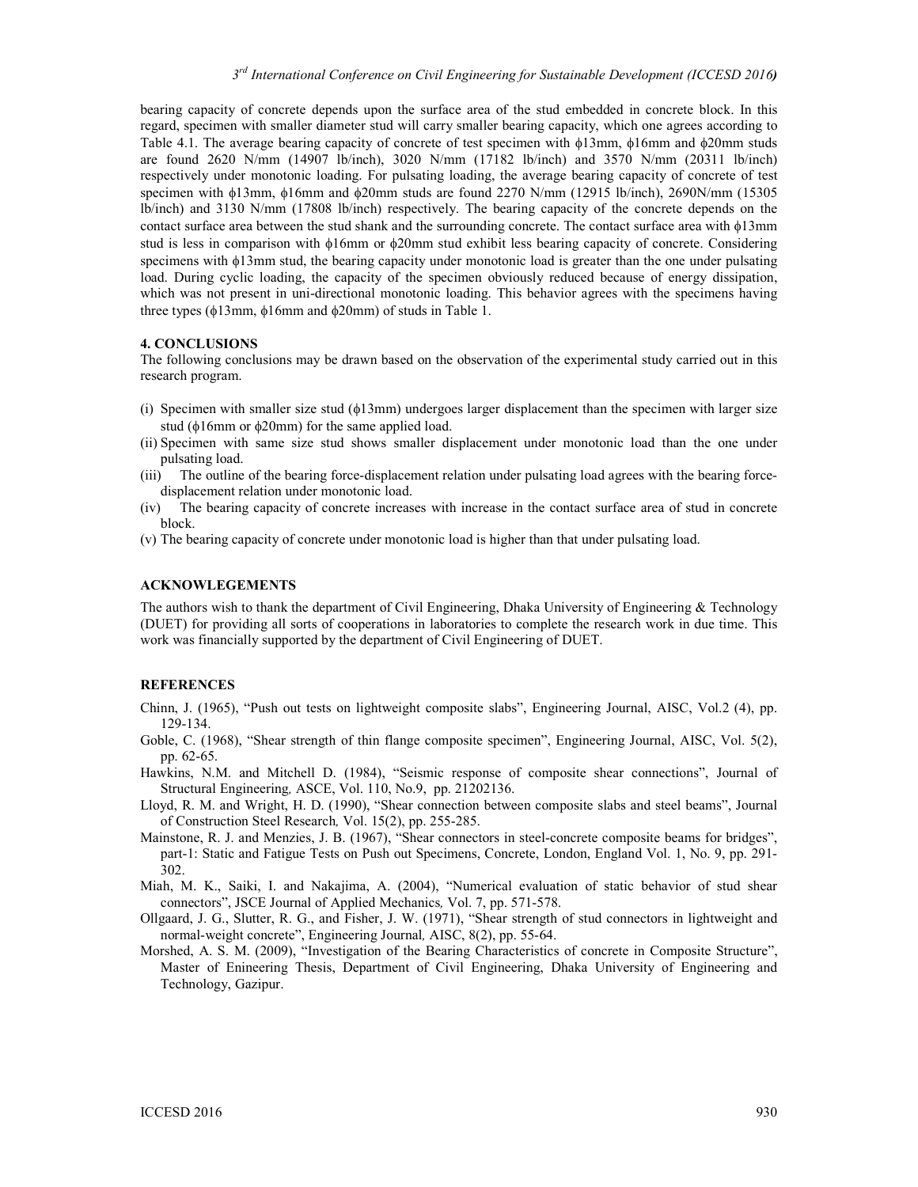bearing capacity of concrete depends upon the surface area of the stud embedded in concrete block. In this regard, specimen with smaller diameter stud will carry smaller bearing capacity, which one agrees according to Table 4.1. The average bearing capacity of concrete of test specimen with ϕ13mm, ϕ16mm and ϕ20mm studs are found 2620 N/mm (14907 lb/inch), 3020 N/mm (17182 lb/inch) and 3570 N/mm (20311 lb/inch) respectively under monotonic loading. For pulsating loading, the average bearing capacity of concrete of test specimen with ϕ13mm, ϕ16mm and ϕ20mm studs are found 2270 N/mm (12915 lb/inch), 2690N/mm (15305 lb/inch) and 3130 N/mm (17808 lb/inch) respectively. The bearing capacity of the concrete depends on the contact surface area between the stud shank and the surrounding concrete. The contact surface area with ϕ13mm stud is less in comparison with ϕ16mm or ϕ20mm stud exhibit less bearing capacity of concrete. Considering specimens with ϕ13mm stud, the bearing capacity under monotonic load is greater than the one under pulsating load. During cyclic loading, the capacity of the specimen obviously reduced because of energy dissipation, which was not present in uni-directional monotonic loading. This behavior agrees with the specimens having three types (ϕ13mm, ϕ16mm and ϕ20mm) of studs in Table 1.

### 4. CONCLUSIONS

The following conclusions may be drawn based on the observation of the experimental study carried out in this research program.

(i) Specimen with smaller size stud (ϕ13mm) undergoes larger displacement than the specimen with larger size stud (ϕ16mm or ϕ20mm) for the same applied load.

(ii) Specimen with same size stud shows smaller displacement under monotonic load than the one under pulsating load.

(iii) The outline of the bearing force-displacement relation under pulsating load agrees with the bearing force-displacement relation under monotonic load.

(iv) The bearing capacity of concrete increases with increase in the contact surface area of stud in concrete block.

(v) The bearing capacity of concrete under monotonic load is higher than that under pulsating load.

### ACKNOWLEGEMENTS

The authors wish to thank the department of Civil Engineering, Dhaka University of Engineering & Technology (DUET) for providing all sorts of cooperations in laboratories to complete the research work in due time. This work was financially supported by the department of Civil Engineering of DUET.

### REFERENCES

Chinn, J. (1965), "Push out tests on lightweight composite slabs", Engineering Journal, AISC, Vol.2 (4), pp. 129-134.

Goble, C. (1968), "Shear strength of thin flange composite specimen", Engineering Journal, AISC, Vol. 5(2), pp. 62-65.

Hawkins, N.M. and Mitchell D. (1984), "Seismic response of composite shear connections", Journal of Structural Engineering*,* ASCE, Vol. 110, No.9, pp. 21202136.

Lloyd, R. M. and Wright, H. D. (1990), "Shear connection between composite slabs and steel beams", Journal of Construction Steel Research*,* Vol. 15(2), pp. 255-285.

Mainstone, R. J. and Menzies, J. B. (1967), "Shear connectors in steel-concrete composite beams for bridges", part-1: Static and Fatigue Tests on Push out Specimens, Concrete, London, England Vol. 1, No. 9, pp. 291-302.

Miah, M. K., Saiki, I. and Nakajima, A. (2004), "Numerical evaluation of static behavior of stud shear connectors", JSCE Journal of Applied Mechanics*,* Vol. 7, pp. 571-578.

Ollgaard, J. G., Slutter, R. G., and Fisher, J. W. (1971), "Shear strength of stud connectors in lightweight and normal-weight concrete", Engineering Journal*,* AISC, 8(2), pp. 55-64.

Morshed, A. S. M. (2009), "Investigation of the Bearing Characteristics of concrete in Composite Structure", Master of Enineering Thesis, Department of Civil Engineering, Dhaka University of Engineering and Technology, Gazipur.